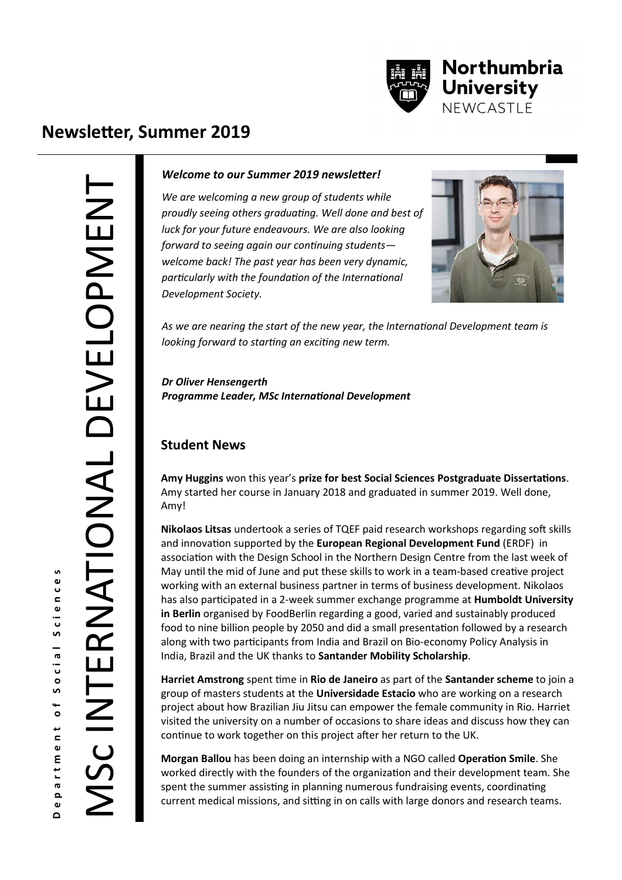Northumbria University NEWCASTLE

# Newsletter, Summer 2019

MSc INTERNATIONAL DEVELOPMENT

Department of Social Sciences

***Welcome to our Summer 2019 newsletter!***

*We are welcoming a new group of students while proudly seeing others graduating. Well done and best of luck for your future endeavours. We are also looking forward to seeing again our continuing students—welcome back! The past year has been very dynamic, particularly with the foundation of the International Development Society.*

*As we are nearing the start of the new year, the International Development team is looking forward to starting an exciting new term.*

***Dr Oliver Hensengerth***
***Programme Leader, MSc International Development***

## Student News

**Amy Huggins** won this year's **prize for best Social Sciences Postgraduate Dissertations**. Amy started her course in January 2018 and graduated in summer 2019. Well done, Amy!

**Nikolaos Litsas** undertook a series of TQEF paid research workshops regarding soft skills and innovation supported by the **European Regional Development Fund** (ERDF) in association with the Design School in the Northern Design Centre from the last week of May until the mid of June and put these skills to work in a team-based creative project working with an external business partner in terms of business development. Nikolaos has also participated in a 2-week summer exchange programme at **Humboldt University in Berlin** organised by FoodBerlin regarding a good, varied and sustainably produced food to nine billion people by 2050 and did a small presentation followed by a research along with two participants from India and Brazil on Bio-economy Policy Analysis in India, Brazil and the UK thanks to **Santander Mobility Scholarship**.

**Harriet Amstrong** spent time in **Rio de Janeiro** as part of the **Santander scheme** to join a group of masters students at the **Universidade Estacio** who are working on a research project about how Brazilian Jiu Jitsu can empower the female community in Rio. Harriet visited the university on a number of occasions to share ideas and discuss how they can continue to work together on this project after her return to the UK.

**Morgan Ballou** has been doing an internship with a NGO called **Operation Smile**. She worked directly with the founders of the organization and their development team. She spent the summer assisting in planning numerous fundraising events, coordinating current medical missions, and sitting in on calls with large donors and research teams.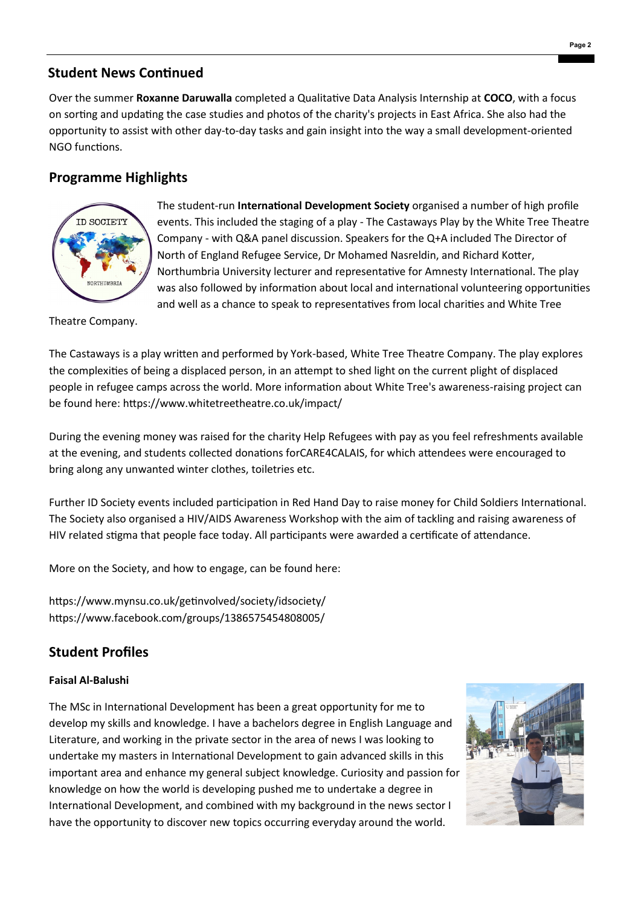## Student News Continued

Over the summer **Roxanne Daruwalla** completed a Qualitative Data Analysis Internship at **COCO**, with a focus on sorting and updating the case studies and photos of the charity's projects in East Africa. She also had the opportunity to assist with other day-to-day tasks and gain insight into the way a small development-oriented NGO functions.

## Programme Highlights

The student-run **International Development Society** organised a number of high profile events. This included the staging of a play - The Castaways Play by the White Tree Theatre Company - with Q&A panel discussion. Speakers for the Q+A included The Director of North of England Refugee Service, Dr Mohamed Nasreldin, and Richard Kotter, Northumbria University lecturer and representative for Amnesty International. The play was also followed by information about local and international volunteering opportunities and well as a chance to speak to representatives from local charities and White Tree Theatre Company.

The Castaways is a play written and performed by York-based, White Tree Theatre Company. The play explores the complexities of being a displaced person, in an attempt to shed light on the current plight of displaced people in refugee camps across the world. More information about White Tree's awareness-raising project can be found here: https://www.whitetreetheatre.co.uk/impact/

During the evening money was raised for the charity Help Refugees with pay as you feel refreshments available at the evening, and students collected donations forCARE4CALAIS, for which attendees were encouraged to bring along any unwanted winter clothes, toiletries etc.

Further ID Society events included participation in Red Hand Day to raise money for Child Soldiers International. The Society also organised a HIV/AIDS Awareness Workshop with the aim of tackling and raising awareness of HIV related stigma that people face today. All participants were awarded a certificate of attendance.

More on the Society, and how to engage, can be found here:

https://www.mynsu.co.uk/getinvolved/society/idsociety/
https://www.facebook.com/groups/1386575454808005/

## Student Profiles

**Faisal Al-Balushi**

The MSc in International Development has been a great opportunity for me to develop my skills and knowledge. I have a bachelors degree in English Language and Literature, and working in the private sector in the area of news I was looking to undertake my masters in International Development to gain advanced skills in this important area and enhance my general subject knowledge. Curiosity and passion for knowledge on how the world is developing pushed me to undertake a degree in International Development, and combined with my background in the news sector I have the opportunity to discover new topics occurring everyday around the world.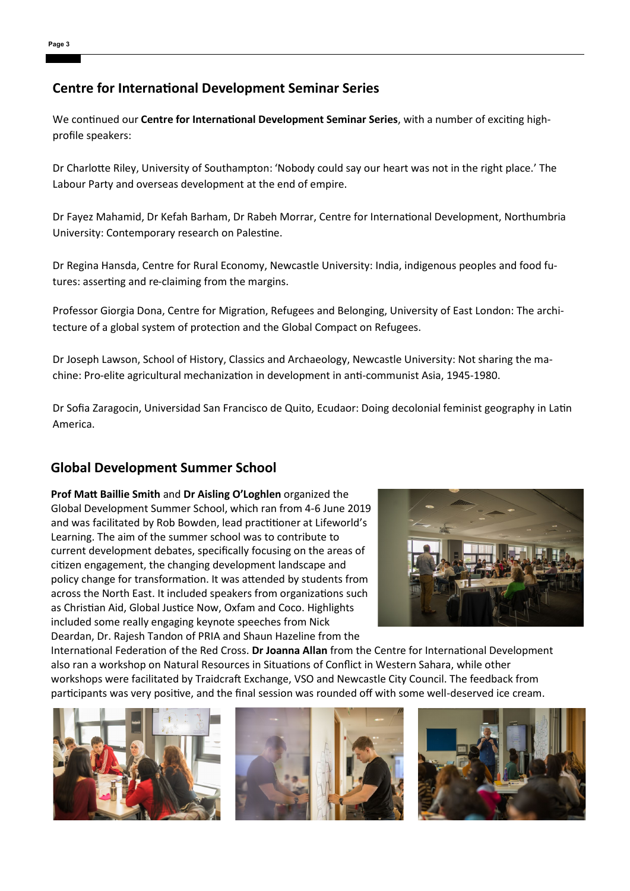## Centre for International Development Seminar Series

We continued our **Centre for International Development Seminar Series**, with a number of exciting high-profile speakers:

Dr Charlotte Riley, University of Southampton: 'Nobody could say our heart was not in the right place.' The Labour Party and overseas development at the end of empire.

Dr Fayez Mahamid, Dr Kefah Barham, Dr Rabeh Morrar, Centre for International Development, Northumbria University: Contemporary research on Palestine.

Dr Regina Hansda, Centre for Rural Economy, Newcastle University: India, indigenous peoples and food futures: asserting and re-claiming from the margins.

Professor Giorgia Dona, Centre for Migration, Refugees and Belonging, University of East London: The architecture of a global system of protection and the Global Compact on Refugees.

Dr Joseph Lawson, School of History, Classics and Archaeology, Newcastle University: Not sharing the machine: Pro-elite agricultural mechanization in development in anti-communist Asia, 1945-1980.

Dr Sofia Zaragocin, Universidad San Francisco de Quito, Ecudaor: Doing decolonial feminist geography in Latin America.

## Global Development Summer School

**Prof Matt Baillie Smith** and **Dr Aisling O'Loghlen** organized the Global Development Summer School, which ran from 4-6 June 2019 and was facilitated by Rob Bowden, lead practitioner at Lifeworld's Learning. The aim of the summer school was to contribute to current development debates, specifically focusing on the areas of citizen engagement, the changing development landscape and policy change for transformation. It was attended by students from across the North East. It included speakers from organizations such as Christian Aid, Global Justice Now, Oxfam and Coco. Highlights included some really engaging keynote speeches from Nick Deardan, Dr. Rajesh Tandon of PRIA and Shaun Hazeline from the International Federation of the Red Cross. **Dr Joanna Allan** from the Centre for International Development also ran a workshop on Natural Resources in Situations of Conflict in Western Sahara, while other workshops were facilitated by Traidcraft Exchange, VSO and Newcastle City Council. The feedback from participants was very positive, and the final session was rounded off with some well-deserved ice cream.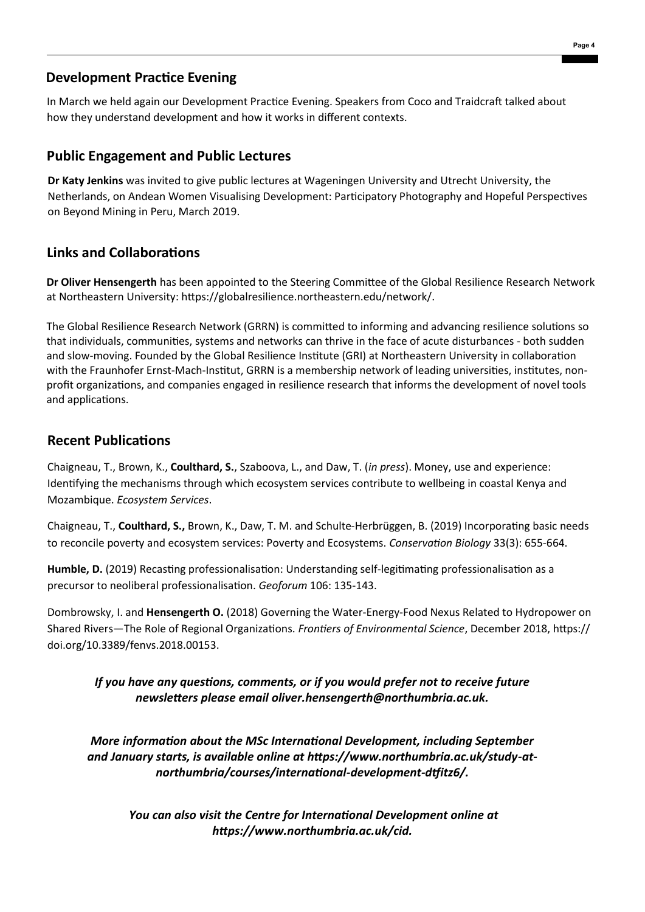## Development Practice Evening

In March we held again our Development Practice Evening. Speakers from Coco and Traidcraft talked about how they understand development and how it works in different contexts.

## Public Engagement and Public Lectures

**Dr Katy Jenkins** was invited to give public lectures at Wageningen University and Utrecht University, the Netherlands, on Andean Women Visualising Development: Participatory Photography and Hopeful Perspectives on Beyond Mining in Peru, March 2019.

## Links and Collaborations

**Dr Oliver Hensengerth** has been appointed to the Steering Committee of the Global Resilience Research Network at Northeastern University: https://globalresilience.northeastern.edu/network/.

The Global Resilience Research Network (GRRN) is committed to informing and advancing resilience solutions so that individuals, communities, systems and networks can thrive in the face of acute disturbances - both sudden and slow-moving. Founded by the Global Resilience Institute (GRI) at Northeastern University in collaboration with the Fraunhofer Ernst-Mach-Institut, GRRN is a membership network of leading universities, institutes, non-profit organizations, and companies engaged in resilience research that informs the development of novel tools and applications.

## Recent Publications

Chaigneau, T., Brown, K., **Coulthard, S.**, Szaboova, L., and Daw, T. (*in press*). Money, use and experience: Identifying the mechanisms through which ecosystem services contribute to wellbeing in coastal Kenya and Mozambique. *Ecosystem Services*.

Chaigneau, T., **Coulthard, S.,** Brown, K., Daw, T. M. and Schulte-Herbrüggen, B. (2019) Incorporating basic needs to reconcile poverty and ecosystem services: Poverty and Ecosystems. *Conservation Biology* 33(3): 655-664.

**Humble, D.** (2019) Recasting professionalisation: Understanding self-legitimating professionalisation as a precursor to neoliberal professionalisation. *Geoforum* 106: 135-143.

Dombrowsky, I. and **Hensengerth O.** (2018) Governing the Water-Energy-Food Nexus Related to Hydropower on Shared Rivers—The Role of Regional Organizations. *Frontiers of Environmental Science*, December 2018, https://doi.org/10.3389/fenvs.2018.00153.

***If you have any questions, comments, or if you would prefer not to receive future newsletters please email oliver.hensengerth@northumbria.ac.uk.***

***More information about the MSc International Development, including September and January starts, is available online at https://www.northumbria.ac.uk/study-at-northumbria/courses/international-development-dtfitz6/.***

***You can also visit the Centre for International Development online at https://www.northumbria.ac.uk/cid.***